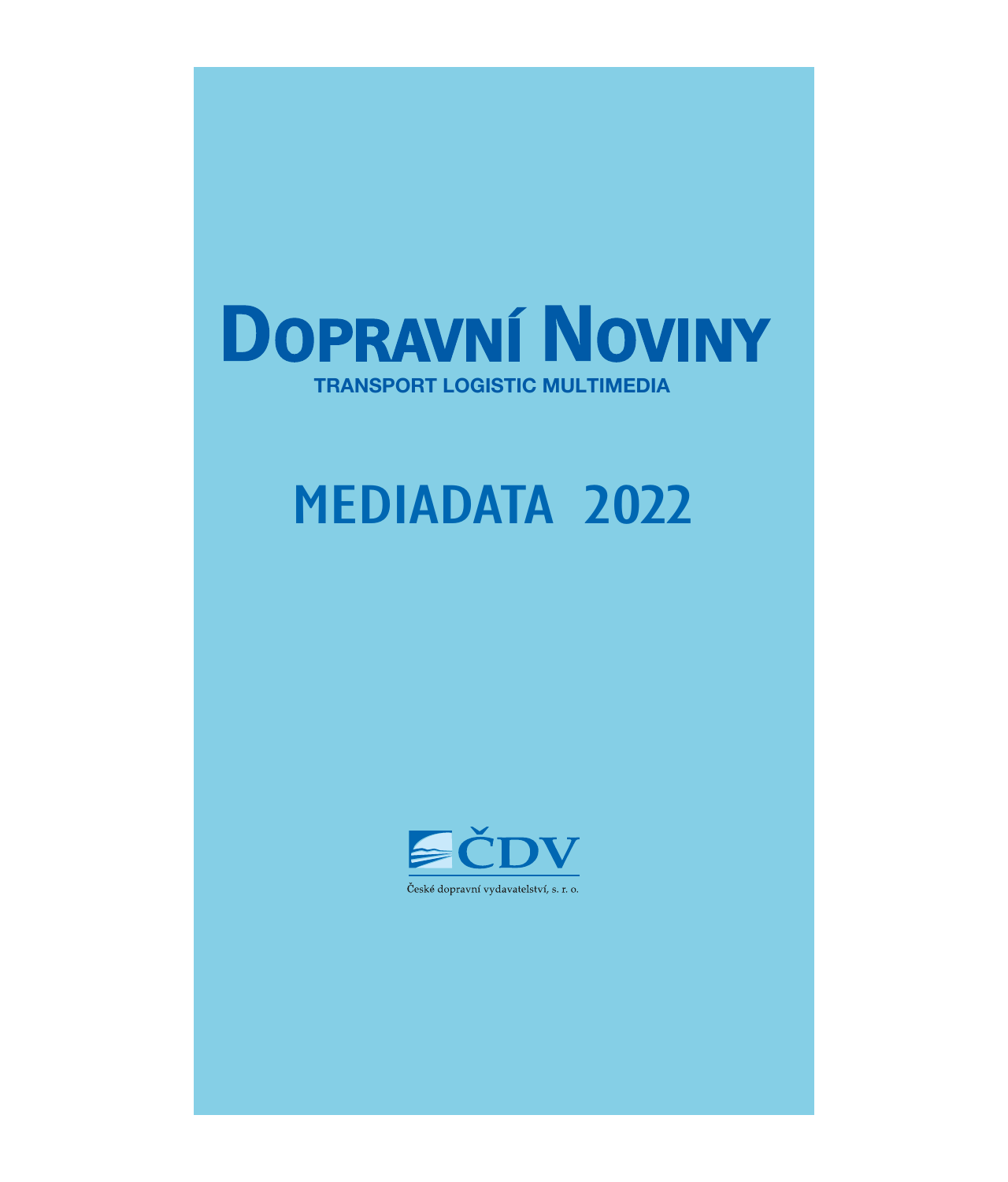# Dopravní Noviny

**TRANSPORT LOGISTIC MULTIMEDIA**

## MEDIADATA 2022

ČDV

České dopravní vydavatelství, s. r. o.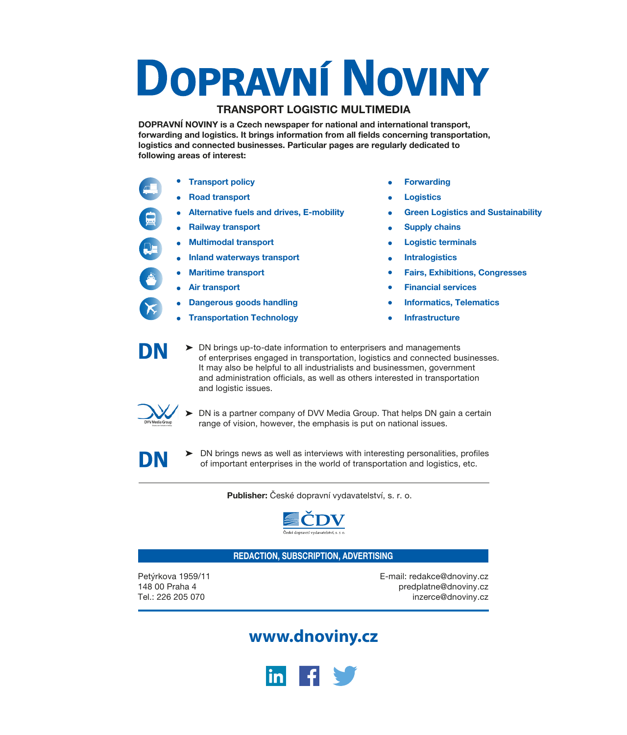# DOPRAVNÍ NOVINY

## TRANSPORT LOGISTIC MULTIMEDIA

**DOPRAVNÍ NOVINY is a Czech newspaper for national and international transport, forwarding and logistics. It brings information from all fields concerning transportation, logistics and connected businesses. Particular pages are regularly dedicated to following areas of interest:**

- **Transport policy**
- **Road transport**
- **Alternative fuels and drives, E-mobility**
- **Railway transport**
- **Multimodal transport**
- **Inland waterways transport**
- **Maritime transport**
- **Air transport**
- **Dangerous goods handling**
- **Transportation Technology**
- **Forwarding**
- **Logistics**
- **Green Logistics and Sustainability**
- **Supply chains**
- **Logistic terminals**
- **Intralogistics**
- **Fairs, Exhibitions, Congresses**
- **Financial services**
- **Informatics, Telematics**
- **Infrastructure**

**DN**

➤ DN brings up-to-date information to enterprisers and managements of enterprises engaged in transportation, logistics and connected businesses. It may also be helpful to all industrialists and businessmen, government and administration officials, as well as others interested in transportation and logistic issues.

➤ DN is a partner company of DVV Media Group. That helps DN gain a certain range of vision, however, the emphasis is put on national issues.

**DN**

➤ DN brings news as well as interviews with interesting personalities, profiles of important enterprises in the world of transportation and logistics, etc.

---

**Publisher:** České dopravní vydavatelství, s. r. o.

ČDV
České dopravní vydavatelství, s. r. o.

**REDACTION, SUBSCRIPTION, ADVERTISING**

Petýrkova 1959/11
148 00 Praha 4
Tel.: 226 205 070

E-mail: redakce@dnoviny.cz
predplatne@dnoviny.cz
inzerce@dnoviny.cz

**www.dnoviny.cz**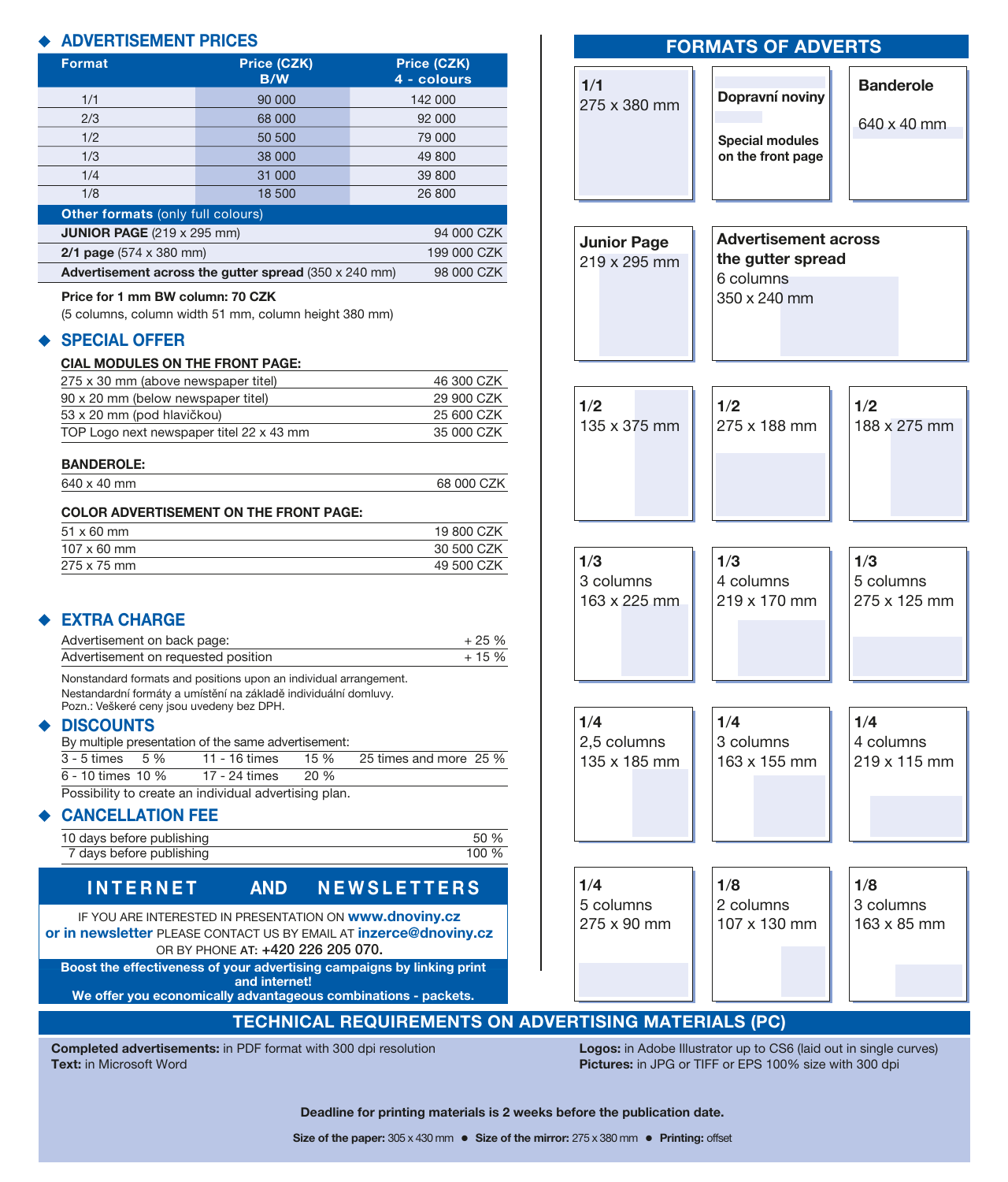## ◆ ADVERTISEMENT PRICES

| Format | Price (CZK) B/W | Price (CZK) 4 - colours |
|---|---|---|
| 1/1 | 90 000 | 142 000 |
| 2/3 | 68 000 | 92 000 |
| 1/2 | 50 500 | 79 000 |
| 1/3 | 38 000 | 49 800 |
| 1/4 | 31 000 | 39 800 |
| 1/8 | 18 500 | 26 800 |

| **Other formats** (only full colours) | |
|---|---|
| **JUNIOR PAGE** (219 x 295 mm) | 94 000 CZK |
| **2/1 page** (574 x 380 mm) | 199 000 CZK |
| **Advertisement across the gutter spread** (350 x 240 mm) | 98 000 CZK |

**Price for 1 mm BW column: 70 CZK**
(5 columns, column width 51 mm, column height 380 mm)

## ◆ SPECIAL OFFER

**CIAL MODULES ON THE FRONT PAGE:**

| | |
|---|---|
| 275 x 30 mm (above newspaper titel) | 46 300 CZK |
| 90 x 20 mm (below newspaper titel) | 29 900 CZK |
| 53 x 20 mm (pod hlavičkou) | 25 600 CZK |
| TOP Logo next newspaper titel 22 x 43 mm | 35 000 CZK |

**BANDEROLE:**

| | |
|---|---|
| 640 x 40 mm | 68 000 CZK |

**COLOR ADVERTISEMENT ON THE FRONT PAGE:**

| | |
|---|---|
| 51 x 60 mm | 19 800 CZK |
| 107 x 60 mm | 30 500 CZK |
| 275 x 75 mm | 49 500 CZK |

## ◆ EXTRA CHARGE

| | |
|---|---|
| Advertisement on back page: | + 25 % |
| Advertisement on requested position | + 15 % |

Nonstandard formats and positions upon an individual arrangement.
Nestandardní formáty a umístění na základě individuální domluvy.
Pozn.: Veškeré ceny jsou uvedeny bez DPH.

## ◆ DISCOUNTS

By multiple presentation of the same advertisement:

| | | | | | |
|---|---|---|---|---|---|
| 3 - 5 times | 5 % | 11 - 16 times | 15 % | 25 times and more | 25 % |
| 6 - 10 times | 10 % | 17 - 24 times | 20 % | | |

Possibility to create an individual advertising plan.

## ◆ CANCELLATION FEE

| | |
|---|---|
| 10 days before publishing | 50 % |
| 7 days before publishing | 100 % |

## INTERNET AND NEWSLETTERS

IF YOU ARE INTERESTED IN PRESENTATION ON **www.dnoviny.cz** **or in newsletter** PLEASE CONTACT US BY EMAIL AT **inzerce@dnoviny.cz** OR BY PHONE AT: **+420 226 205 070.**

**Boost the effectiveness of your advertising campaigns by linking print and internet!**
**We offer you economically advantageous combinations - packets.**

## FORMATS OF ADVERTS

**1/1** 275 x 380 mm

**Dopravní noviny** – **Special modules on the front page**

**Banderole** 640 x 40 mm

**Junior Page** 219 x 295 mm

**Advertisement across the gutter spread** 6 columns 350 x 240 mm

**1/2** 135 x 375 mm

**1/2** 275 x 188 mm

**1/2** 188 x 275 mm

**1/3** 3 columns 163 x 225 mm

**1/3** 4 columns 219 x 170 mm

**1/3** 5 columns 275 x 125 mm

**1/4** 2,5 columns 135 x 185 mm

**1/4** 3 columns 163 x 155 mm

**1/4** 4 columns 219 x 115 mm

**1/4** 5 columns 275 x 90 mm

**1/8** 2 columns 107 x 130 mm

**1/8** 3 columns 163 x 85 mm

## TECHNICAL REQUIREMENTS ON ADVERTISING MATERIALS (PC)

**Completed advertisements:** in PDF format with 300 dpi resolution
**Text:** in Microsoft Word

**Logos:** in Adobe Illustrator up to CS6 (laid out in single curves)
**Pictures:** in JPG or TIFF or EPS 100% size with 300 dpi

**Deadline for printing materials is 2 weeks before the publication date.**

**Size of the paper:** 305 x 430 mm ● **Size of the mirror:** 275 x 380 mm ● **Printing:** offset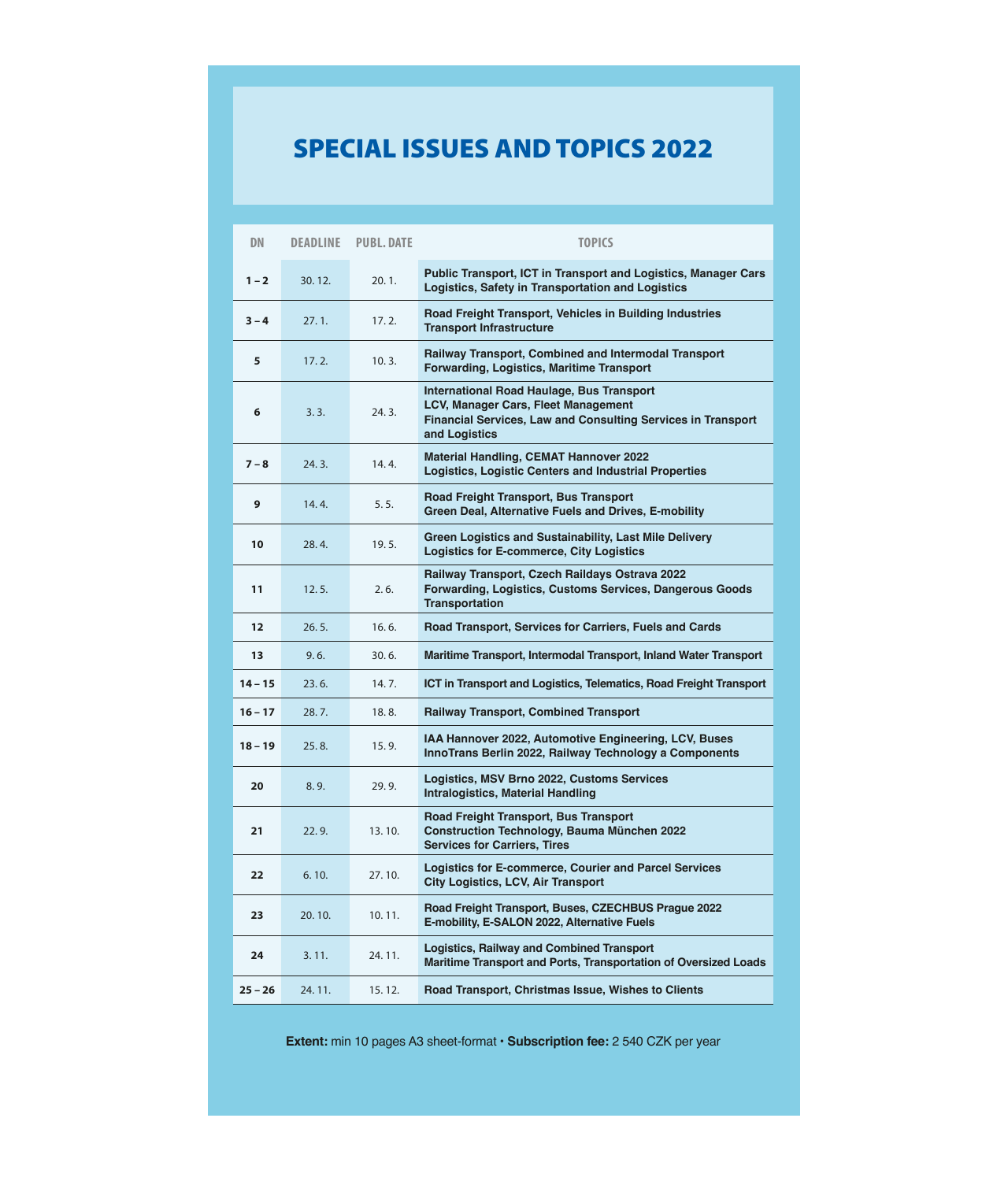# SPECIAL ISSUES AND TOPICS 2022

| DN | DEADLINE | PUBL. DATE | TOPICS |
|---|---|---|---|
| 1 – 2 | 30. 12. | 20. 1. | Public Transport, ICT in Transport and Logistics, Manager Cars Logistics, Safety in Transportation and Logistics |
| 3 – 4 | 27. 1. | 17. 2. | Road Freight Transport, Vehicles in Building Industries Transport Infrastructure |
| 5 | 17. 2. | 10. 3. | Railway Transport, Combined and Intermodal Transport Forwarding, Logistics, Maritime Transport |
| 6 | 3. 3. | 24. 3. | International Road Haulage, Bus Transport LCV, Manager Cars, Fleet Management Financial Services, Law and Consulting Services in Transport and Logistics |
| 7 – 8 | 24. 3. | 14. 4. | Material Handling, CEMAT Hannover 2022 Logistics, Logistic Centers and Industrial Properties |
| 9 | 14. 4. | 5. 5. | Road Freight Transport, Bus Transport Green Deal, Alternative Fuels and Drives, E-mobility |
| 10 | 28. 4. | 19. 5. | Green Logistics and Sustainability, Last Mile Delivery Logistics for E-commerce, City Logistics |
| 11 | 12. 5. | 2. 6. | Railway Transport, Czech Raildays Ostrava 2022 Forwarding, Logistics, Customs Services, Dangerous Goods Transportation |
| 12 | 26. 5. | 16. 6. | Road Transport, Services for Carriers, Fuels and Cards |
| 13 | 9. 6. | 30. 6. | Maritime Transport, Intermodal Transport, Inland Water Transport |
| 14 – 15 | 23. 6. | 14. 7. | ICT in Transport and Logistics, Telematics, Road Freight Transport |
| 16 – 17 | 28. 7. | 18. 8. | Railway Transport, Combined Transport |
| 18 – 19 | 25. 8. | 15. 9. | IAA Hannover 2022, Automotive Engineering, LCV, Buses InnoTrans Berlin 2022, Railway Technology a Components |
| 20 | 8. 9. | 29. 9. | Logistics, MSV Brno 2022, Customs Services Intralogistics, Material Handling |
| 21 | 22. 9. | 13. 10. | Road Freight Transport, Bus Transport Construction Technology, Bauma München 2022 Services for Carriers, Tires |
| 22 | 6. 10. | 27. 10. | Logistics for E-commerce, Courier and Parcel Services City Logistics, LCV, Air Transport |
| 23 | 20. 10. | 10. 11. | Road Freight Transport, Buses, CZECHBUS Prague 2022 E-mobility, E-SALON 2022, Alternative Fuels |
| 24 | 3. 11. | 24. 11. | Logistics, Railway and Combined Transport Maritime Transport and Ports, Transportation of Oversized Loads |
| 25 – 26 | 24. 11. | 15. 12. | Road Transport, Christmas Issue, Wishes to Clients |

**Extent:** min 10 pages A3 sheet-format • **Subscription fee:** 2 540 CZK per year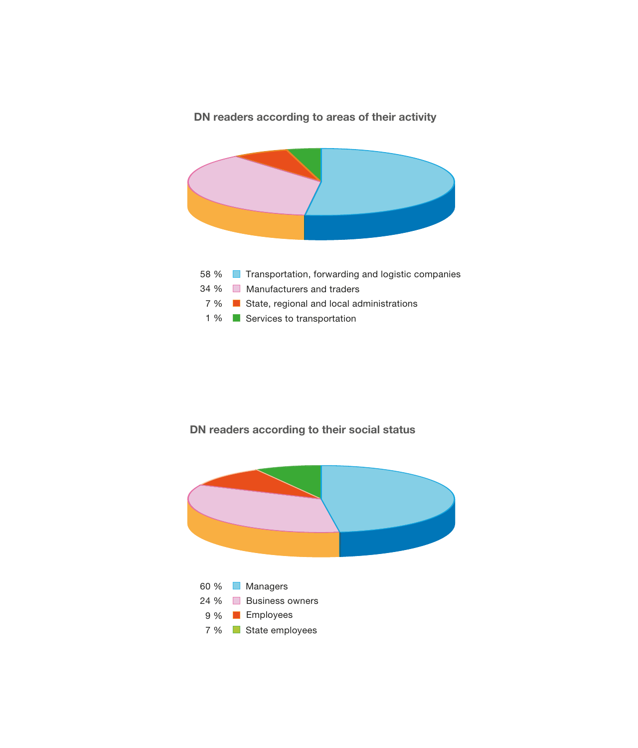**DN readers according to areas of their activity**

58 % Transportation, forwarding and logistic companies

34 % Manufacturers and traders

7 % State, regional and local administrations

1 % Services to transportation

**DN readers according to their social status**

60 % Managers

24 % Business owners

9 % Employees

7 % State employees